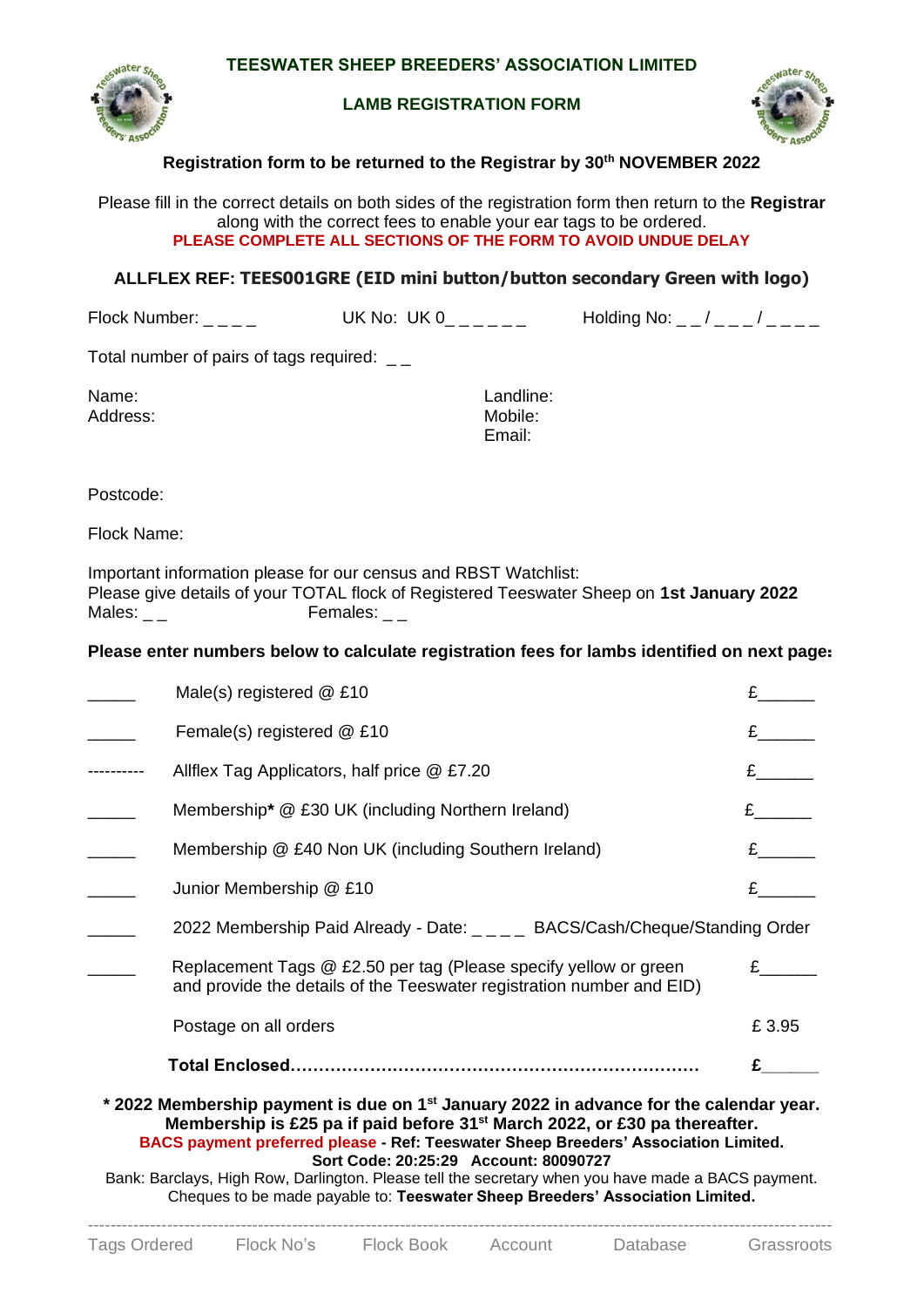# TEESWATER SHEEP BREEDERS' ASSOCIATION LIMITED

## LAMB REGISTRATION FORM

**Registration form to be returned to the Registrar by 30th NOVEMBER 2022**

Please fill in the correct details on both sides of the registration form then return to the **Registrar** along with the correct fees to enable your ear tags to be ordered.
**PLEASE COMPLETE ALL SECTIONS OF THE FORM TO AVOID UNDUE DELAY**

**ALLFLEX REF: TEES001GRE (EID mini button/button secondary Green with logo)**

Flock Number: _ _ _ _ UK No: UK 0_ _ _ _ _ _ Holding No: _ _ / _ _ _ / _ _ _ _

Total number of pairs of tags required: _ _

Name:
Address:

Landline:
Mobile:
Email:

Postcode:

Flock Name:

Important information please for our census and RBST Watchlist:
Please give details of your TOTAL flock of Registered Teeswater Sheep on **1st January 2022**
Males: _ _ Females: _ _

**Please enter numbers below to calculate registration fees for lambs identified on next page:**

| | | |
|---|---|---|
| _____ | Male(s) registered @ £10 | £______ |
| _____ | Female(s) registered @ £10 | £______ |
| ---------- | Allflex Tag Applicators, half price @ £7.20 | £______ |
| _____ | Membership* @ £30 UK (including Northern Ireland) | £______ |
| _____ | Membership @ £40 Non UK (including Southern Ireland) | £______ |
| _____ | Junior Membership @ £10 | £______ |
| _____ | 2022 Membership Paid Already - Date: _ _ _ _ BACS/Cash/Cheque/Standing Order | |
| _____ | Replacement Tags @ £2.50 per tag (Please specify yellow or green and provide the details of the Teeswater registration number and EID) | £______ |
| | Postage on all orders | £ 3.95 |
| | **Total Enclosed……………………………………………………………** | **£______** |

**\* 2022 Membership payment is due on 1st January 2022 in advance for the calendar year. Membership is £25 pa if paid before 31st March 2022, or £30 pa thereafter.**
**BACS payment preferred please - Ref: Teeswater Sheep Breeders' Association Limited.**
**Sort Code: 20:25:29 Account: 80090727**
Bank: Barclays, High Row, Darlington. Please tell the secretary when you have made a BACS payment.
Cheques to be made payable to: **Teeswater Sheep Breeders' Association Limited.**

---

Tags Ordered Flock No's Flock Book Account Database Grassroots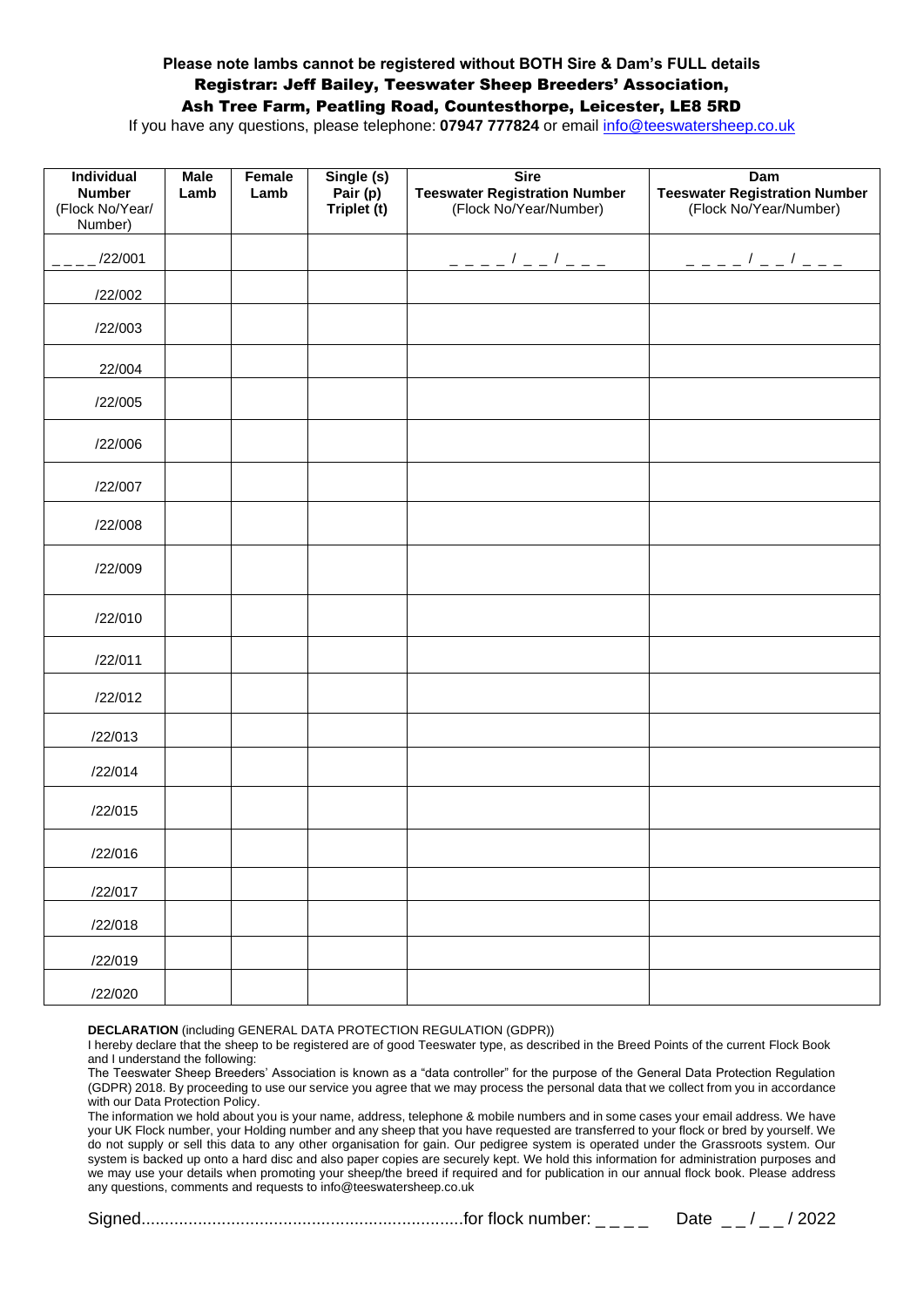**Please note lambs cannot be registered without BOTH Sire & Dam's FULL details**

**Registrar: Jeff Bailey, Teeswater Sheep Breeders' Association,**

**Ash Tree Farm, Peatling Road, Countesthorpe, Leicester, LE8 5RD**

If you have any questions, please telephone: **07947 777824** or email info@teeswatersheep.co.uk

| **Individual Number** (Flock No/Year/ Number) | **Male Lamb** | **Female Lamb** | **Single (s) Pair (p) Triplet (t)** | **Sire Teeswater Registration Number** (Flock No/Year/Number) | **Dam Teeswater Registration Number** (Flock No/Year/Number) |
|---|---|---|---|---|---|
| _ _ _ _ /22/001 | | | | _ _ _ _ / _ _ / _ _ _ | _ _ _ _ / _ _ / _ _ _ |
| /22/002 | | | | | |
| /22/003 | | | | | |
| 22/004 | | | | | |
| /22/005 | | | | | |
| /22/006 | | | | | |
| /22/007 | | | | | |
| /22/008 | | | | | |
| /22/009 | | | | | |
| /22/010 | | | | | |
| /22/011 | | | | | |
| /22/012 | | | | | |
| /22/013 | | | | | |
| /22/014 | | | | | |
| /22/015 | | | | | |
| /22/016 | | | | | |
| /22/017 | | | | | |
| /22/018 | | | | | |
| /22/019 | | | | | |
| /22/020 | | | | | |

**DECLARATION** (including GENERAL DATA PROTECTION REGULATION (GDPR))

I hereby declare that the sheep to be registered are of good Teeswater type, as described in the Breed Points of the current Flock Book and I understand the following:

The Teeswater Sheep Breeders' Association is known as a "data controller" for the purpose of the General Data Protection Regulation (GDPR) 2018. By proceeding to use our service you agree that we may process the personal data that we collect from you in accordance with our Data Protection Policy.

The information we hold about you is your name, address, telephone & mobile numbers and in some cases your email address. We have your UK Flock number, your Holding number and any sheep that you have requested are transferred to your flock or bred by yourself. We do not supply or sell this data to any other organisation for gain. Our pedigree system is operated under the Grassroots system. Our system is backed up onto a hard disc and also paper copies are securely kept. We hold this information for administration purposes and we may use your details when promoting your sheep/the breed if required and for publication in our annual flock book. Please address any questions, comments and requests to info@teeswatersheep.co.uk

Signed....................................................................for flock number: _ _ _ _ Date _ _ / _ _ / 2022